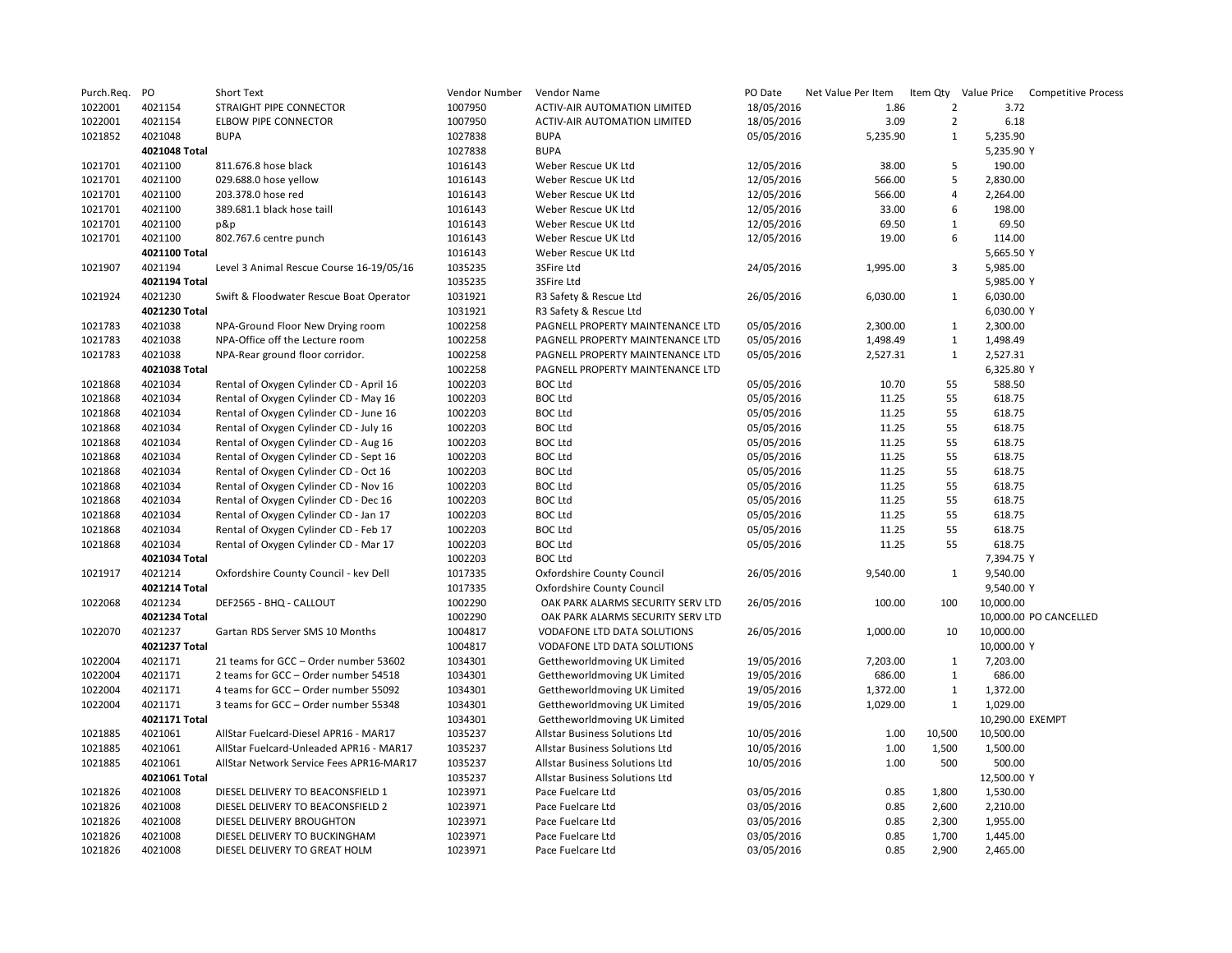| Purch.Req. | PO | Short Text | Vendor Number | Vendor Name | PO Date | Net Value Per Item | Item Qty | Value Price | Competitive Process |
|---|---|---|---|---|---|---|---|---|---|
| 1022001 | 4021154 | STRAIGHT PIPE CONNECTOR | 1007950 | ACTIV-AIR AUTOMATION LIMITED | 18/05/2016 | 1.86 | 2 | 3.72 | |
| 1022001 | 4021154 | ELBOW PIPE CONNECTOR | 1007950 | ACTIV-AIR AUTOMATION LIMITED | 18/05/2016 | 3.09 | 2 | 6.18 | |
| 1021852 | 4021048 | BUPA | 1027838 | BUPA | 05/05/2016 | 5,235.90 | 1 | 5,235.90 | |
| | **4021048 Total** | | 1027838 | BUPA | | | | 5,235.90 | Y |
| 1021701 | 4021100 | 811.676.8 hose black | 1016143 | Weber Rescue UK Ltd | 12/05/2016 | 38.00 | 5 | 190.00 | |
| 1021701 | 4021100 | 029.688.0 hose yellow | 1016143 | Weber Rescue UK Ltd | 12/05/2016 | 566.00 | 5 | 2,830.00 | |
| 1021701 | 4021100 | 203.378.0 hose red | 1016143 | Weber Rescue UK Ltd | 12/05/2016 | 566.00 | 4 | 2,264.00 | |
| 1021701 | 4021100 | 389.681.1 black hose taill | 1016143 | Weber Rescue UK Ltd | 12/05/2016 | 33.00 | 6 | 198.00 | |
| 1021701 | 4021100 | p&p | 1016143 | Weber Rescue UK Ltd | 12/05/2016 | 69.50 | 1 | 69.50 | |
| 1021701 | 4021100 | 802.767.6 centre punch | 1016143 | Weber Rescue UK Ltd | 12/05/2016 | 19.00 | 6 | 114.00 | |
| | **4021100 Total** | | 1016143 | Weber Rescue UK Ltd | | | | 5,665.50 | Y |
| 1021907 | 4021194 | Level 3 Animal Rescue Course 16-19/05/16 | 1035235 | 3SFire Ltd | 24/05/2016 | 1,995.00 | 3 | 5,985.00 | |
| | **4021194 Total** | | 1035235 | 3SFire Ltd | | | | 5,985.00 | Y |
| 1021924 | 4021230 | Swift & Floodwater Rescue Boat Operator | 1031921 | R3 Safety & Rescue Ltd | 26/05/2016 | 6,030.00 | 1 | 6,030.00 | |
| | **4021230 Total** | | 1031921 | R3 Safety & Rescue Ltd | | | | 6,030.00 | Y |
| 1021783 | 4021038 | NPA-Ground Floor New Drying room | 1002258 | PAGNELL PROPERTY MAINTENANCE LTD | 05/05/2016 | 2,300.00 | 1 | 2,300.00 | |
| 1021783 | 4021038 | NPA-Office off the Lecture room | 1002258 | PAGNELL PROPERTY MAINTENANCE LTD | 05/05/2016 | 1,498.49 | 1 | 1,498.49 | |
| 1021783 | 4021038 | NPA-Rear ground floor corridor. | 1002258 | PAGNELL PROPERTY MAINTENANCE LTD | 05/05/2016 | 2,527.31 | 1 | 2,527.31 | |
| | **4021038 Total** | | 1002258 | PAGNELL PROPERTY MAINTENANCE LTD | | | | 6,325.80 | Y |
| 1021868 | 4021034 | Rental of Oxygen Cylinder CD - April 16 | 1002203 | BOC Ltd | 05/05/2016 | 10.70 | 55 | 588.50 | |
| 1021868 | 4021034 | Rental of Oxygen Cylinder CD - May 16 | 1002203 | BOC Ltd | 05/05/2016 | 11.25 | 55 | 618.75 | |
| 1021868 | 4021034 | Rental of Oxygen Cylinder CD - June 16 | 1002203 | BOC Ltd | 05/05/2016 | 11.25 | 55 | 618.75 | |
| 1021868 | 4021034 | Rental of Oxygen Cylinder CD - July 16 | 1002203 | BOC Ltd | 05/05/2016 | 11.25 | 55 | 618.75 | |
| 1021868 | 4021034 | Rental of Oxygen Cylinder CD - Aug 16 | 1002203 | BOC Ltd | 05/05/2016 | 11.25 | 55 | 618.75 | |
| 1021868 | 4021034 | Rental of Oxygen Cylinder CD - Sept 16 | 1002203 | BOC Ltd | 05/05/2016 | 11.25 | 55 | 618.75 | |
| 1021868 | 4021034 | Rental of Oxygen Cylinder CD - Oct 16 | 1002203 | BOC Ltd | 05/05/2016 | 11.25 | 55 | 618.75 | |
| 1021868 | 4021034 | Rental of Oxygen Cylinder CD - Nov 16 | 1002203 | BOC Ltd | 05/05/2016 | 11.25 | 55 | 618.75 | |
| 1021868 | 4021034 | Rental of Oxygen Cylinder CD - Dec 16 | 1002203 | BOC Ltd | 05/05/2016 | 11.25 | 55 | 618.75 | |
| 1021868 | 4021034 | Rental of Oxygen Cylinder CD - Jan 17 | 1002203 | BOC Ltd | 05/05/2016 | 11.25 | 55 | 618.75 | |
| 1021868 | 4021034 | Rental of Oxygen Cylinder CD - Feb 17 | 1002203 | BOC Ltd | 05/05/2016 | 11.25 | 55 | 618.75 | |
| 1021868 | 4021034 | Rental of Oxygen Cylinder CD - Mar 17 | 1002203 | BOC Ltd | 05/05/2016 | 11.25 | 55 | 618.75 | |
| | **4021034 Total** | | 1002203 | BOC Ltd | | | | 7,394.75 | Y |
| 1021917 | 4021214 | Oxfordshire County Council - kev Dell | 1017335 | Oxfordshire County Council | 26/05/2016 | 9,540.00 | 1 | 9,540.00 | |
| | **4021214 Total** | | 1017335 | Oxfordshire County Council | | | | 9,540.00 | Y |
| 1022068 | 4021234 | DEF2565 - BHQ - CALLOUT | 1002290 | OAK PARK ALARMS SECURITY SERV LTD | 26/05/2016 | 100.00 | 100 | 10,000.00 | |
| | **4021234 Total** | | 1002290 | OAK PARK ALARMS SECURITY SERV LTD | | | | 10,000.00 | PO CANCELLED |
| 1022070 | 4021237 | Gartan RDS Server SMS 10 Months | 1004817 | VODAFONE LTD DATA SOLUTIONS | 26/05/2016 | 1,000.00 | 10 | 10,000.00 | |
| | **4021237 Total** | | 1004817 | VODAFONE LTD DATA SOLUTIONS | | | | 10,000.00 | Y |
| 1022004 | 4021171 | 21 teams for GCC – Order number 53602 | 1034301 | Gettheworldmoving UK Limited | 19/05/2016 | 7,203.00 | 1 | 7,203.00 | |
| 1022004 | 4021171 | 2 teams for GCC – Order number 54518 | 1034301 | Gettheworldmoving UK Limited | 19/05/2016 | 686.00 | 1 | 686.00 | |
| 1022004 | 4021171 | 4 teams for GCC – Order number 55092 | 1034301 | Gettheworldmoving UK Limited | 19/05/2016 | 1,372.00 | 1 | 1,372.00 | |
| 1022004 | 4021171 | 3 teams for GCC – Order number 55348 | 1034301 | Gettheworldmoving UK Limited | 19/05/2016 | 1,029.00 | 1 | 1,029.00 | |
| | **4021171 Total** | | 1034301 | Gettheworldmoving UK Limited | | | | 10,290.00 | EXEMPT |
| 1021885 | 4021061 | AllStar Fuelcard-Diesel APR16 - MAR17 | 1035237 | Allstar Business Solutions Ltd | 10/05/2016 | 1.00 | 10,500 | 10,500.00 | |
| 1021885 | 4021061 | AllStar Fuelcard-Unleaded APR16 - MAR17 | 1035237 | Allstar Business Solutions Ltd | 10/05/2016 | 1.00 | 1,500 | 1,500.00 | |
| 1021885 | 4021061 | AllStar Network Service Fees APR16-MAR17 | 1035237 | Allstar Business Solutions Ltd | 10/05/2016 | 1.00 | 500 | 500.00 | |
| | **4021061 Total** | | 1035237 | Allstar Business Solutions Ltd | | | | 12,500.00 | Y |
| 1021826 | 4021008 | DIESEL DELIVERY TO BEACONSFIELD 1 | 1023971 | Pace Fuelcare Ltd | 03/05/2016 | 0.85 | 1,800 | 1,530.00 | |
| 1021826 | 4021008 | DIESEL DELIVERY TO BEACONSFIELD 2 | 1023971 | Pace Fuelcare Ltd | 03/05/2016 | 0.85 | 2,600 | 2,210.00 | |
| 1021826 | 4021008 | DIESEL DELIVERY BROUGHTON | 1023971 | Pace Fuelcare Ltd | 03/05/2016 | 0.85 | 2,300 | 1,955.00 | |
| 1021826 | 4021008 | DIESEL DELIVERY TO BUCKINGHAM | 1023971 | Pace Fuelcare Ltd | 03/05/2016 | 0.85 | 1,700 | 1,445.00 | |
| 1021826 | 4021008 | DIESEL DELIVERY TO GREAT HOLM | 1023971 | Pace Fuelcare Ltd | 03/05/2016 | 0.85 | 2,900 | 2,465.00 | |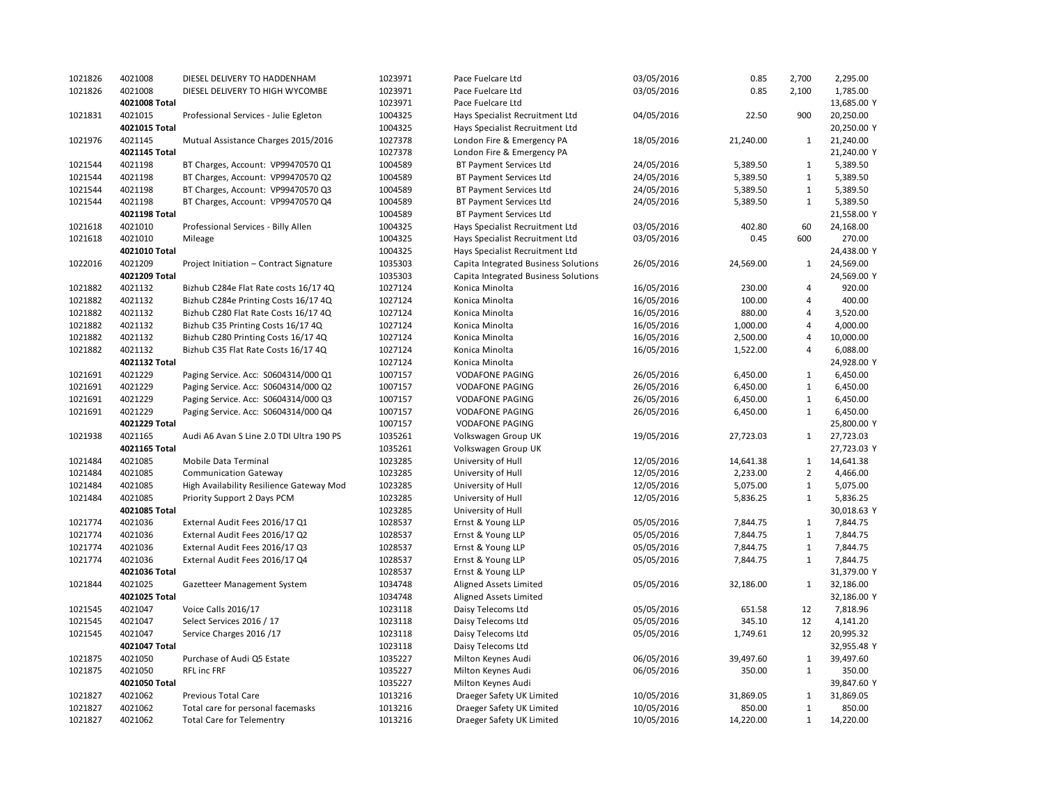| | | | | | | | | |
|---|---|---|---|---|---|---|---|---|
| 1021826 | 4021008 | DIESEL DELIVERY TO HADDENHAM | 1023971 | Pace Fuelcare Ltd | 03/05/2016 | 0.85 | 2,700 | 2,295.00 |
| 1021826 | 4021008 | DIESEL DELIVERY TO HIGH WYCOMBE | 1023971 | Pace Fuelcare Ltd | 03/05/2016 | 0.85 | 2,100 | 1,785.00 |
| | **4021008 Total** | | 1023971 | Pace Fuelcare Ltd | | | | 13,685.00 Y |
| 1021831 | 4021015 | Professional Services - Julie Egleton | 1004325 | Hays Specialist Recruitment Ltd | 04/05/2016 | 22.50 | 900 | 20,250.00 |
| | **4021015 Total** | | 1004325 | Hays Specialist Recruitment Ltd | | | | 20,250.00 Y |
| 1021976 | 4021145 | Mutual Assistance Charges 2015/2016 | 1027378 | London Fire & Emergency PA | 18/05/2016 | 21,240.00 | 1 | 21,240.00 |
| | **4021145 Total** | | 1027378 | London Fire & Emergency PA | | | | 21,240.00 Y |
| 1021544 | 4021198 | BT Charges, Account: VP99470570 Q1 | 1004589 | BT Payment Services Ltd | 24/05/2016 | 5,389.50 | 1 | 5,389.50 |
| 1021544 | 4021198 | BT Charges, Account: VP99470570 Q2 | 1004589 | BT Payment Services Ltd | 24/05/2016 | 5,389.50 | 1 | 5,389.50 |
| 1021544 | 4021198 | BT Charges, Account: VP99470570 Q3 | 1004589 | BT Payment Services Ltd | 24/05/2016 | 5,389.50 | 1 | 5,389.50 |
| 1021544 | 4021198 | BT Charges, Account: VP99470570 Q4 | 1004589 | BT Payment Services Ltd | 24/05/2016 | 5,389.50 | 1 | 5,389.50 |
| | **4021198 Total** | | 1004589 | BT Payment Services Ltd | | | | 21,558.00 Y |
| 1021618 | 4021010 | Professional Services - Billy Allen | 1004325 | Hays Specialist Recruitment Ltd | 03/05/2016 | 402.80 | 60 | 24,168.00 |
| 1021618 | 4021010 | Mileage | 1004325 | Hays Specialist Recruitment Ltd | 03/05/2016 | 0.45 | 600 | 270.00 |
| | **4021010 Total** | | 1004325 | Hays Specialist Recruitment Ltd | | | | 24,438.00 Y |
| 1022016 | 4021209 | Project Initiation – Contract Signature | 1035303 | Capita Integrated Business Solutions | 26/05/2016 | 24,569.00 | 1 | 24,569.00 |
| | **4021209 Total** | | 1035303 | Capita Integrated Business Solutions | | | | 24,569.00 Y |
| 1021882 | 4021132 | Bizhub C284e Flat Rate costs 16/17 4Q | 1027124 | Konica Minolta | 16/05/2016 | 230.00 | 4 | 920.00 |
| 1021882 | 4021132 | Bizhub C284e Printing Costs 16/17 4Q | 1027124 | Konica Minolta | 16/05/2016 | 100.00 | 4 | 400.00 |
| 1021882 | 4021132 | Bizhub C280 Flat Rate Costs 16/17 4Q | 1027124 | Konica Minolta | 16/05/2016 | 880.00 | 4 | 3,520.00 |
| 1021882 | 4021132 | Bizhub C35 Printing Costs 16/17 4Q | 1027124 | Konica Minolta | 16/05/2016 | 1,000.00 | 4 | 4,000.00 |
| 1021882 | 4021132 | Bizhub C280 Printing Costs 16/17 4Q | 1027124 | Konica Minolta | 16/05/2016 | 2,500.00 | 4 | 10,000.00 |
| 1021882 | 4021132 | Bizhub C35 Flat Rate Costs 16/17 4Q | 1027124 | Konica Minolta | 16/05/2016 | 1,522.00 | 4 | 6,088.00 |
| | **4021132 Total** | | 1027124 | Konica Minolta | | | | 24,928.00 Y |
| 1021691 | 4021229 | Paging Service. Acc: S0604314/000 Q1 | 1007157 | VODAFONE PAGING | 26/05/2016 | 6,450.00 | 1 | 6,450.00 |
| 1021691 | 4021229 | Paging Service. Acc: S0604314/000 Q2 | 1007157 | VODAFONE PAGING | 26/05/2016 | 6,450.00 | 1 | 6,450.00 |
| 1021691 | 4021229 | Paging Service. Acc: S0604314/000 Q3 | 1007157 | VODAFONE PAGING | 26/05/2016 | 6,450.00 | 1 | 6,450.00 |
| 1021691 | 4021229 | Paging Service. Acc: S0604314/000 Q4 | 1007157 | VODAFONE PAGING | 26/05/2016 | 6,450.00 | 1 | 6,450.00 |
| | **4021229 Total** | | 1007157 | VODAFONE PAGING | | | | 25,800.00 Y |
| 1021938 | 4021165 | Audi A6 Avan S Line 2.0 TDI Ultra 190 PS | 1035261 | Volkswagen Group UK | 19/05/2016 | 27,723.03 | 1 | 27,723.03 |
| | **4021165 Total** | | 1035261 | Volkswagen Group UK | | | | 27,723.03 Y |
| 1021484 | 4021085 | Mobile Data Terminal | 1023285 | University of Hull | 12/05/2016 | 14,641.38 | 1 | 14,641.38 |
| 1021484 | 4021085 | Communication Gateway | 1023285 | University of Hull | 12/05/2016 | 2,233.00 | 2 | 4,466.00 |
| 1021484 | 4021085 | High Availability Resilience Gateway Mod | 1023285 | University of Hull | 12/05/2016 | 5,075.00 | 1 | 5,075.00 |
| 1021484 | 4021085 | Priority Support 2 Days PCM | 1023285 | University of Hull | 12/05/2016 | 5,836.25 | 1 | 5,836.25 |
| | **4021085 Total** | | 1023285 | University of Hull | | | | 30,018.63 Y |
| 1021774 | 4021036 | External Audit Fees 2016/17 Q1 | 1028537 | Ernst & Young LLP | 05/05/2016 | 7,844.75 | 1 | 7,844.75 |
| 1021774 | 4021036 | External Audit Fees 2016/17 Q2 | 1028537 | Ernst & Young LLP | 05/05/2016 | 7,844.75 | 1 | 7,844.75 |
| 1021774 | 4021036 | External Audit Fees 2016/17 Q3 | 1028537 | Ernst & Young LLP | 05/05/2016 | 7,844.75 | 1 | 7,844.75 |
| 1021774 | 4021036 | External Audit Fees 2016/17 Q4 | 1028537 | Ernst & Young LLP | 05/05/2016 | 7,844.75 | 1 | 7,844.75 |
| | **4021036 Total** | | 1028537 | Ernst & Young LLP | | | | 31,379.00 Y |
| 1021844 | 4021025 | Gazetteer Management System | 1034748 | Aligned Assets Limited | 05/05/2016 | 32,186.00 | 1 | 32,186.00 |
| | **4021025 Total** | | 1034748 | Aligned Assets Limited | | | | 32,186.00 Y |
| 1021545 | 4021047 | Voice Calls 2016/17 | 1023118 | Daisy Telecoms Ltd | 05/05/2016 | 651.58 | 12 | 7,818.96 |
| 1021545 | 4021047 | Select Services 2016 / 17 | 1023118 | Daisy Telecoms Ltd | 05/05/2016 | 345.10 | 12 | 4,141.20 |
| 1021545 | 4021047 | Service Charges 2016 /17 | 1023118 | Daisy Telecoms Ltd | 05/05/2016 | 1,749.61 | 12 | 20,995.32 |
| | **4021047 Total** | | 1023118 | Daisy Telecoms Ltd | | | | 32,955.48 Y |
| 1021875 | 4021050 | Purchase of Audi Q5 Estate | 1035227 | Milton Keynes Audi | 06/05/2016 | 39,497.60 | 1 | 39,497.60 |
| 1021875 | 4021050 | RFL inc FRF | 1035227 | Milton Keynes Audi | 06/05/2016 | 350.00 | 1 | 350.00 |
| | **4021050 Total** | | 1035227 | Milton Keynes Audi | | | | 39,847.60 Y |
| 1021827 | 4021062 | Previous Total Care | 1013216 | Draeger Safety UK Limited | 10/05/2016 | 31,869.05 | 1 | 31,869.05 |
| 1021827 | 4021062 | Total care for personal facemasks | 1013216 | Draeger Safety UK Limited | 10/05/2016 | 850.00 | 1 | 850.00 |
| 1021827 | 4021062 | Total Care for Telementry | 1013216 | Draeger Safety UK Limited | 10/05/2016 | 14,220.00 | 1 | 14,220.00 |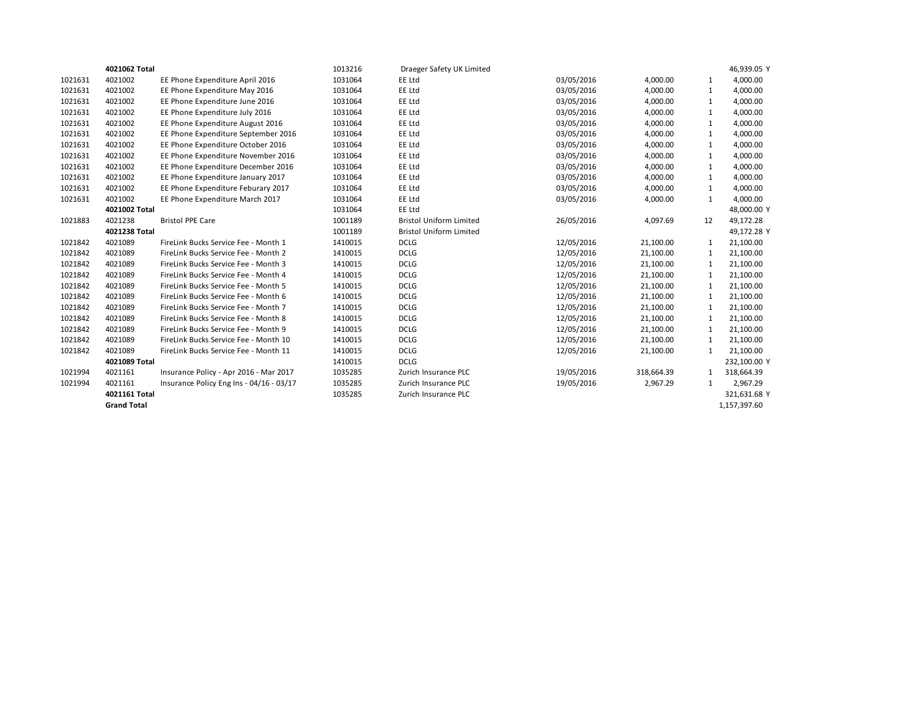| | | | | | | | | |
|---|---|---|---|---|---|---|---|---|
| | **4021062 Total** | | 1013216 | Draeger Safety UK Limited | | | | 46,939.05 Y |
| 1021631 | 4021002 | EE Phone Expenditure April 2016 | 1031064 | EE Ltd | 03/05/2016 | 4,000.00 | 1 | 4,000.00 |
| 1021631 | 4021002 | EE Phone Expenditure May 2016 | 1031064 | EE Ltd | 03/05/2016 | 4,000.00 | 1 | 4,000.00 |
| 1021631 | 4021002 | EE Phone Expenditure June 2016 | 1031064 | EE Ltd | 03/05/2016 | 4,000.00 | 1 | 4,000.00 |
| 1021631 | 4021002 | EE Phone Expenditure July 2016 | 1031064 | EE Ltd | 03/05/2016 | 4,000.00 | 1 | 4,000.00 |
| 1021631 | 4021002 | EE Phone Expenditure August 2016 | 1031064 | EE Ltd | 03/05/2016 | 4,000.00 | 1 | 4,000.00 |
| 1021631 | 4021002 | EE Phone Expenditure September 2016 | 1031064 | EE Ltd | 03/05/2016 | 4,000.00 | 1 | 4,000.00 |
| 1021631 | 4021002 | EE Phone Expenditure October 2016 | 1031064 | EE Ltd | 03/05/2016 | 4,000.00 | 1 | 4,000.00 |
| 1021631 | 4021002 | EE Phone Expenditure November 2016 | 1031064 | EE Ltd | 03/05/2016 | 4,000.00 | 1 | 4,000.00 |
| 1021631 | 4021002 | EE Phone Expenditure December 2016 | 1031064 | EE Ltd | 03/05/2016 | 4,000.00 | 1 | 4,000.00 |
| 1021631 | 4021002 | EE Phone Expenditure January 2017 | 1031064 | EE Ltd | 03/05/2016 | 4,000.00 | 1 | 4,000.00 |
| 1021631 | 4021002 | EE Phone Expenditure Feburary 2017 | 1031064 | EE Ltd | 03/05/2016 | 4,000.00 | 1 | 4,000.00 |
| 1021631 | 4021002 | EE Phone Expenditure March 2017 | 1031064 | EE Ltd | 03/05/2016 | 4,000.00 | 1 | 4,000.00 |
| | **4021002 Total** | | 1031064 | EE Ltd | | | | 48,000.00 Y |
| 1021883 | 4021238 | Bristol PPE Care | 1001189 | Bristol Uniform Limited | 26/05/2016 | 4,097.69 | 12 | 49,172.28 |
| | **4021238 Total** | | 1001189 | Bristol Uniform Limited | | | | 49,172.28 Y |
| 1021842 | 4021089 | FireLink Bucks Service Fee - Month 1 | 1410015 | DCLG | 12/05/2016 | 21,100.00 | 1 | 21,100.00 |
| 1021842 | 4021089 | FireLink Bucks Service Fee - Month 2 | 1410015 | DCLG | 12/05/2016 | 21,100.00 | 1 | 21,100.00 |
| 1021842 | 4021089 | FireLink Bucks Service Fee - Month 3 | 1410015 | DCLG | 12/05/2016 | 21,100.00 | 1 | 21,100.00 |
| 1021842 | 4021089 | FireLink Bucks Service Fee - Month 4 | 1410015 | DCLG | 12/05/2016 | 21,100.00 | 1 | 21,100.00 |
| 1021842 | 4021089 | FireLink Bucks Service Fee - Month 5 | 1410015 | DCLG | 12/05/2016 | 21,100.00 | 1 | 21,100.00 |
| 1021842 | 4021089 | FireLink Bucks Service Fee - Month 6 | 1410015 | DCLG | 12/05/2016 | 21,100.00 | 1 | 21,100.00 |
| 1021842 | 4021089 | FireLink Bucks Service Fee - Month 7 | 1410015 | DCLG | 12/05/2016 | 21,100.00 | 1 | 21,100.00 |
| 1021842 | 4021089 | FireLink Bucks Service Fee - Month 8 | 1410015 | DCLG | 12/05/2016 | 21,100.00 | 1 | 21,100.00 |
| 1021842 | 4021089 | FireLink Bucks Service Fee - Month 9 | 1410015 | DCLG | 12/05/2016 | 21,100.00 | 1 | 21,100.00 |
| 1021842 | 4021089 | FireLink Bucks Service Fee - Month 10 | 1410015 | DCLG | 12/05/2016 | 21,100.00 | 1 | 21,100.00 |
| 1021842 | 4021089 | FireLink Bucks Service Fee - Month 11 | 1410015 | DCLG | 12/05/2016 | 21,100.00 | 1 | 21,100.00 |
| | **4021089 Total** | | 1410015 | DCLG | | | | 232,100.00 Y |
| 1021994 | 4021161 | Insurance Policy - Apr 2016 - Mar 2017 | 1035285 | Zurich Insurance PLC | 19/05/2016 | 318,664.39 | 1 | 318,664.39 |
| 1021994 | 4021161 | Insurance Policy Eng Ins - 04/16 - 03/17 | 1035285 | Zurich Insurance PLC | 19/05/2016 | 2,967.29 | 1 | 2,967.29 |
| | **4021161 Total** | | 1035285 | Zurich Insurance PLC | | | | 321,631.68 Y |
| | **Grand Total** | | | | | | | 1,157,397.60 |